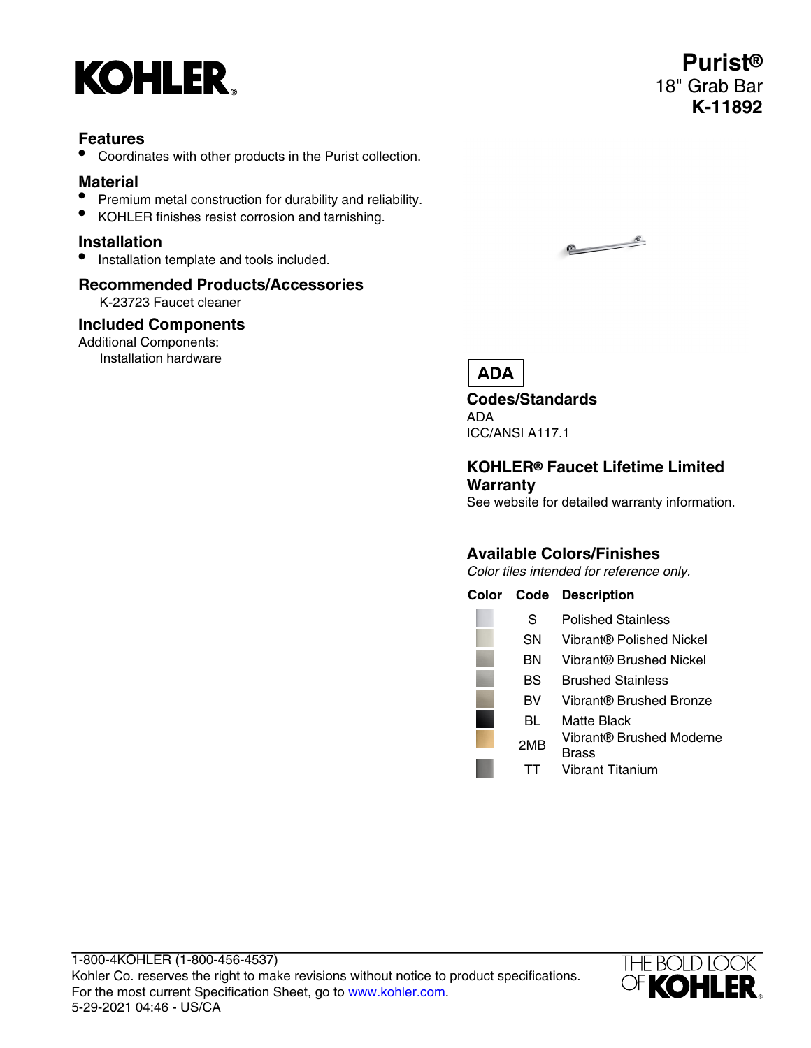KOHLER

# Purist®

18" Grab Bar

**K-11892**

## Features

- Coordinates with other products in the Purist collection.

## Material

- Premium metal construction for durability and reliability.
- KOHLER finishes resist corrosion and tarnishing.

## Installation

- Installation template and tools included.

## Recommended Products/Accessories

K-23723 Faucet cleaner

## Included Components

Additional Components:

Installation hardware

ADA

## Codes/Standards

ADA

ICC/ANSI A117.1

## KOHLER® Faucet Lifetime Limited Warranty

See website for detailed warranty information.

## Available Colors/Finishes

*Color tiles intended for reference only.*

| Color | Code | Description |
|---|---|---|
| | S | Polished Stainless |
| | SN | Vibrant® Polished Nickel |
| | BN | Vibrant® Brushed Nickel |
| | BS | Brushed Stainless |
| | BV | Vibrant® Brushed Bronze |
| | BL | Matte Black |
| | 2MB | Vibrant® Brushed Moderne Brass |
| | TT | Vibrant Titanium |

1-800-4KOHLER (1-800-456-4537)

Kohler Co. reserves the right to make revisions without notice to product specifications.

For the most current Specification Sheet, go to www.kohler.com.

5-29-2021 04:46 - US/CA

THE BOLD LOOK OF KOHLER.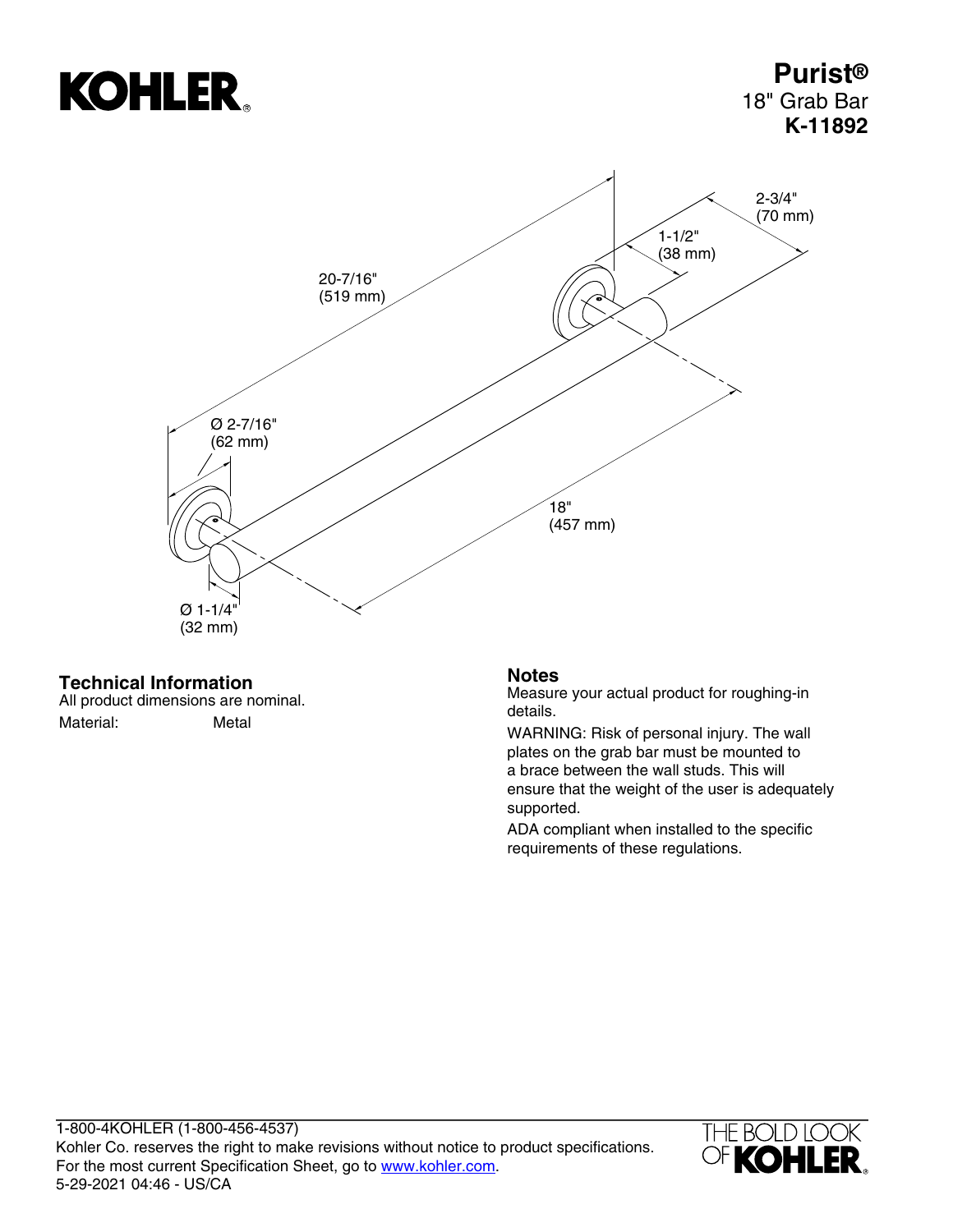# KOHLER

**Purist®**
18" Grab Bar
**K-11892**

20-7/16"
(519 mm)

2-3/4"
(70 mm)

1-1/2"
(38 mm)

Ø 2-7/16"
(62 mm)

18"
(457 mm)

Ø 1-1/4"
(32 mm)

## Technical Information

All product dimensions are nominal.

Material: Metal

## Notes

Measure your actual product for roughing-in details.

WARNING: Risk of personal injury. The wall plates on the grab bar must be mounted to a brace between the wall studs. This will ensure that the weight of the user is adequately supported.

ADA compliant when installed to the specific requirements of these regulations.

1-800-4KOHLER (1-800-456-4537)
Kohler Co. reserves the right to make revisions without notice to product specifications.
For the most current Specification Sheet, go to www.kohler.com.
5-29-2021 04:46 - US/CA

THE BOLD LOOK OF KOHLER